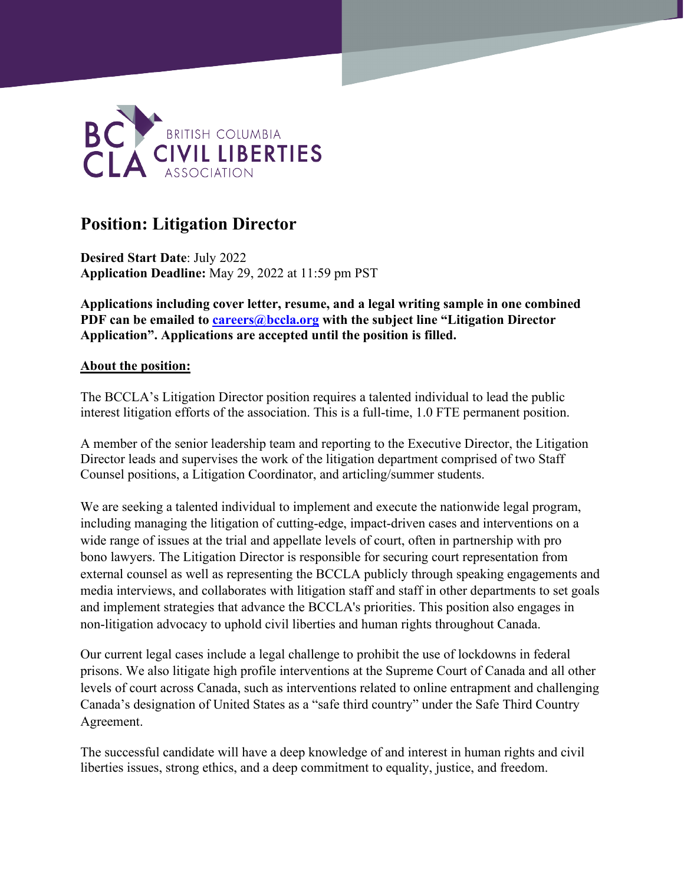BC CLA BRITISH COLUMBIA CIVIL LIBERTIES ASSOCIATION

# Position: Litigation Director

**Desired Start Date**: July 2022
**Application Deadline:** May 29, 2022 at 11:59 pm PST

**Applications including cover letter, resume, and a legal writing sample in one combined PDF can be emailed to [careers@bccla.org](mailto:careers@bccla.org) with the subject line "Litigation Director Application". Applications are accepted until the position is filled.**

**About the position:**

The BCCLA's Litigation Director position requires a talented individual to lead the public interest litigation efforts of the association. This is a full-time, 1.0 FTE permanent position.

A member of the senior leadership team and reporting to the Executive Director, the Litigation Director leads and supervises the work of the litigation department comprised of two Staff Counsel positions, a Litigation Coordinator, and articling/summer students.

We are seeking a talented individual to implement and execute the nationwide legal program, including managing the litigation of cutting-edge, impact-driven cases and interventions on a wide range of issues at the trial and appellate levels of court, often in partnership with pro bono lawyers. The Litigation Director is responsible for securing court representation from external counsel as well as representing the BCCLA publicly through speaking engagements and media interviews, and collaborates with litigation staff and staff in other departments to set goals and implement strategies that advance the BCCLA's priorities. This position also engages in non-litigation advocacy to uphold civil liberties and human rights throughout Canada.

Our current legal cases include a legal challenge to prohibit the use of lockdowns in federal prisons. We also litigate high profile interventions at the Supreme Court of Canada and all other levels of court across Canada, such as interventions related to online entrapment and challenging Canada's designation of United States as a "safe third country" under the Safe Third Country Agreement.

The successful candidate will have a deep knowledge of and interest in human rights and civil liberties issues, strong ethics, and a deep commitment to equality, justice, and freedom.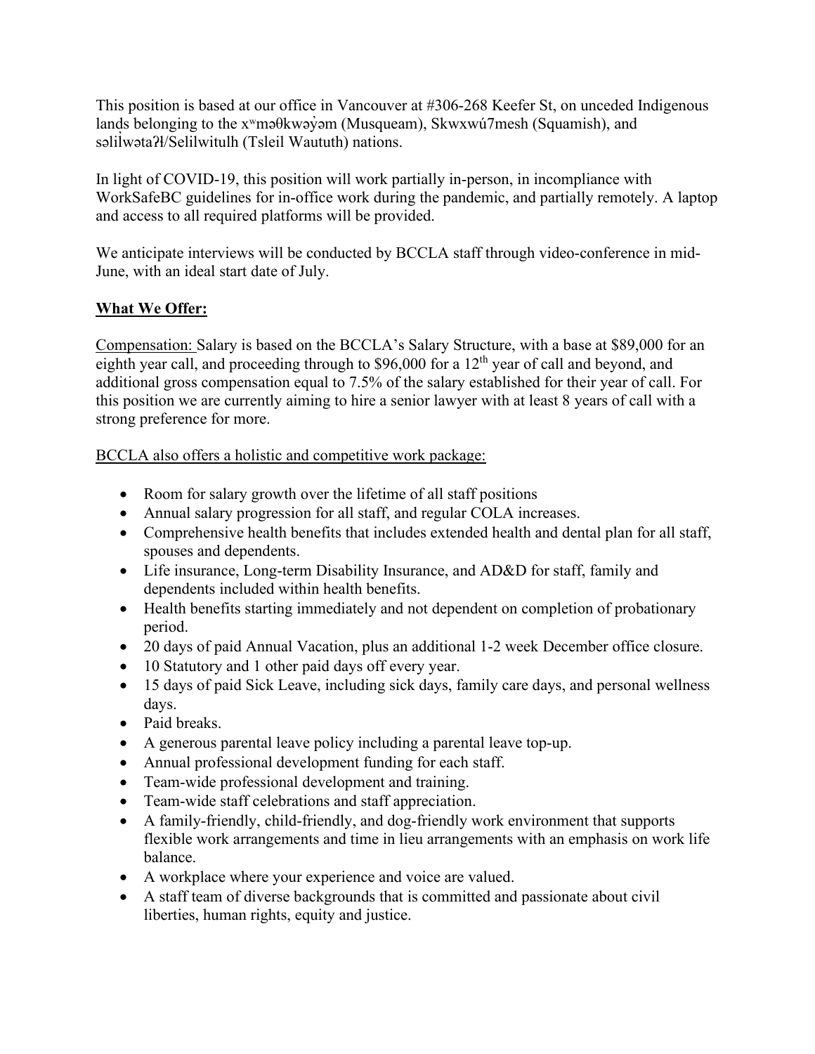This position is based at our office in Vancouver at #306-268 Keefer St, on unceded Indigenous lands belonging to the xʷməθkwəy̓əm (Musqueam), Skwxwú7mesh (Squamish), and səlil̓wətaʔɬ/Selilwitulh (Tsleil Waututh) nations.

In light of COVID-19, this position will work partially in-person, in incompliance with WorkSafeBC guidelines for in-office work during the pandemic, and partially remotely. A laptop and access to all required platforms will be provided.

We anticipate interviews will be conducted by BCCLA staff through video-conference in mid-June, with an ideal start date of July.

**What We Offer:**

Compensation: Salary is based on the BCCLA's Salary Structure, with a base at $89,000 for an eighth year call, and proceeding through to $96,000 for a 12th year of call and beyond, and additional gross compensation equal to 7.5% of the salary established for their year of call. For this position we are currently aiming to hire a senior lawyer with at least 8 years of call with a strong preference for more.

BCCLA also offers a holistic and competitive work package:

- Room for salary growth over the lifetime of all staff positions
- Annual salary progression for all staff, and regular COLA increases.
- Comprehensive health benefits that includes extended health and dental plan for all staff, spouses and dependents.
- Life insurance, Long-term Disability Insurance, and AD&D for staff, family and dependents included within health benefits.
- Health benefits starting immediately and not dependent on completion of probationary period.
- 20 days of paid Annual Vacation, plus an additional 1-2 week December office closure.
- 10 Statutory and 1 other paid days off every year.
- 15 days of paid Sick Leave, including sick days, family care days, and personal wellness days.
- Paid breaks.
- A generous parental leave policy including a parental leave top-up.
- Annual professional development funding for each staff.
- Team-wide professional development and training.
- Team-wide staff celebrations and staff appreciation.
- A family-friendly, child-friendly, and dog-friendly work environment that supports flexible work arrangements and time in lieu arrangements with an emphasis on work life balance.
- A workplace where your experience and voice are valued.
- A staff team of diverse backgrounds that is committed and passionate about civil liberties, human rights, equity and justice.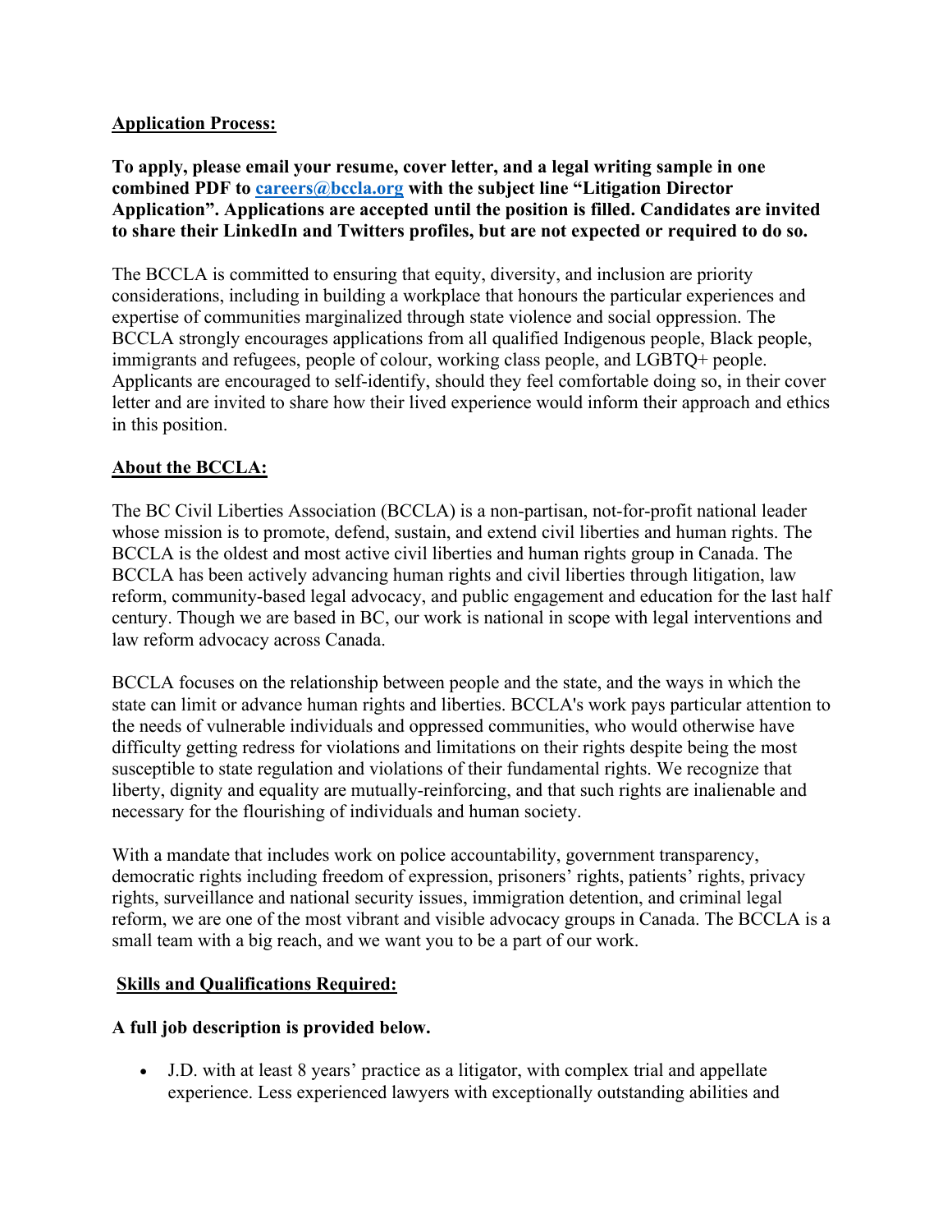**Application Process:**

**To apply, please email your resume, cover letter, and a legal writing sample in one combined PDF to careers@bccla.org with the subject line "Litigation Director Application". Applications are accepted until the position is filled. Candidates are invited to share their LinkedIn and Twitters profiles, but are not expected or required to do so.**

The BCCLA is committed to ensuring that equity, diversity, and inclusion are priority considerations, including in building a workplace that honours the particular experiences and expertise of communities marginalized through state violence and social oppression. The BCCLA strongly encourages applications from all qualified Indigenous people, Black people, immigrants and refugees, people of colour, working class people, and LGBTQ+ people. Applicants are encouraged to self-identify, should they feel comfortable doing so, in their cover letter and are invited to share how their lived experience would inform their approach and ethics in this position.

**About the BCCLA:**

The BC Civil Liberties Association (BCCLA) is a non-partisan, not-for-profit national leader whose mission is to promote, defend, sustain, and extend civil liberties and human rights. The BCCLA is the oldest and most active civil liberties and human rights group in Canada. The BCCLA has been actively advancing human rights and civil liberties through litigation, law reform, community-based legal advocacy, and public engagement and education for the last half century. Though we are based in BC, our work is national in scope with legal interventions and law reform advocacy across Canada.

BCCLA focuses on the relationship between people and the state, and the ways in which the state can limit or advance human rights and liberties. BCCLA's work pays particular attention to the needs of vulnerable individuals and oppressed communities, who would otherwise have difficulty getting redress for violations and limitations on their rights despite being the most susceptible to state regulation and violations of their fundamental rights. We recognize that liberty, dignity and equality are mutually-reinforcing, and that such rights are inalienable and necessary for the flourishing of individuals and human society.

With a mandate that includes work on police accountability, government transparency, democratic rights including freedom of expression, prisoners' rights, patients' rights, privacy rights, surveillance and national security issues, immigration detention, and criminal legal reform, we are one of the most vibrant and visible advocacy groups in Canada. The BCCLA is a small team with a big reach, and we want you to be a part of our work.

**Skills and Qualifications Required:**

**A full job description is provided below.**

- J.D. with at least 8 years' practice as a litigator, with complex trial and appellate experience. Less experienced lawyers with exceptionally outstanding abilities and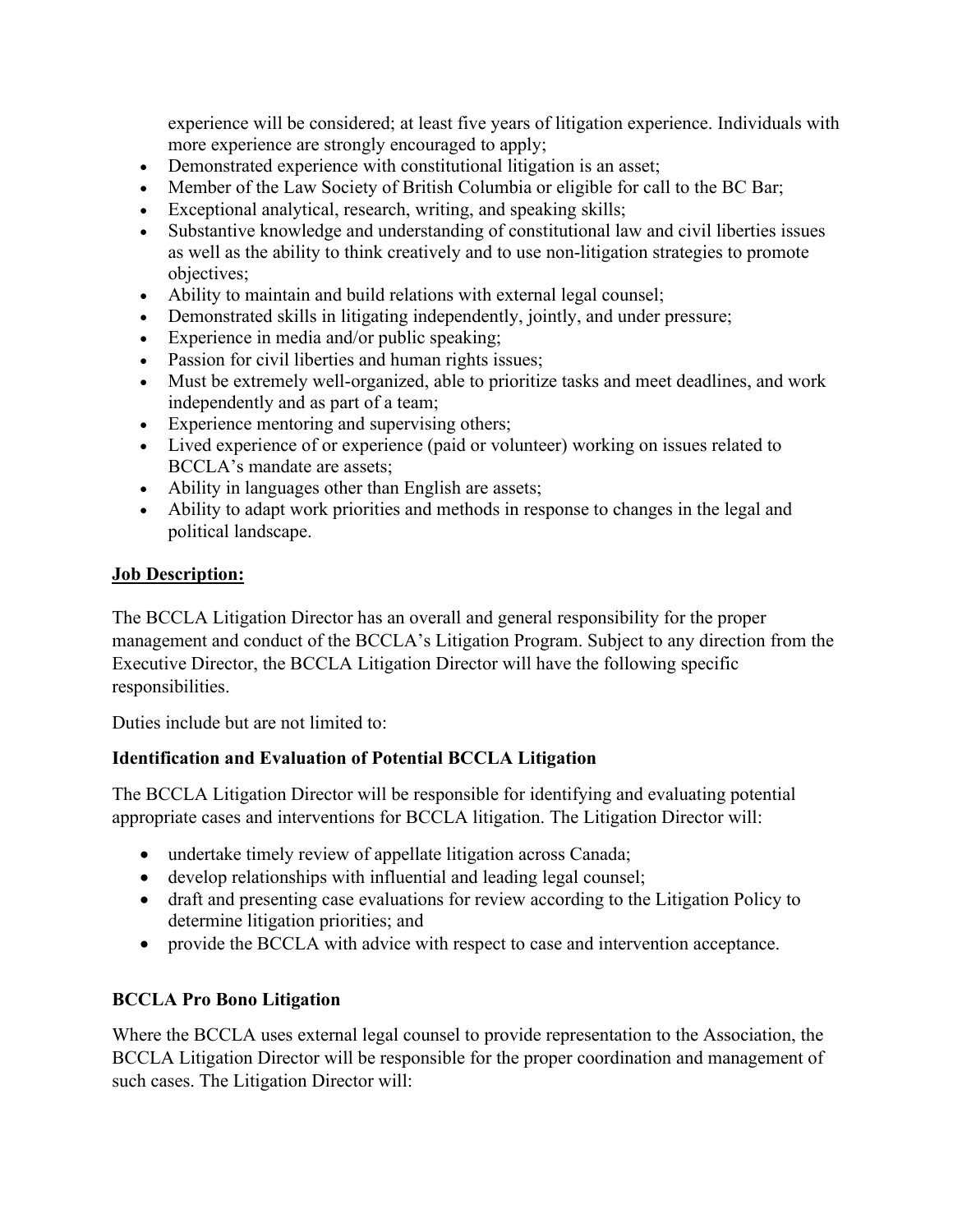experience will be considered; at least five years of litigation experience. Individuals with more experience are strongly encouraged to apply;

- Demonstrated experience with constitutional litigation is an asset;
- Member of the Law Society of British Columbia or eligible for call to the BC Bar;
- Exceptional analytical, research, writing, and speaking skills;
- Substantive knowledge and understanding of constitutional law and civil liberties issues as well as the ability to think creatively and to use non-litigation strategies to promote objectives;
- Ability to maintain and build relations with external legal counsel;
- Demonstrated skills in litigating independently, jointly, and under pressure;
- Experience in media and/or public speaking;
- Passion for civil liberties and human rights issues;
- Must be extremely well-organized, able to prioritize tasks and meet deadlines, and work independently and as part of a team;
- Experience mentoring and supervising others;
- Lived experience of or experience (paid or volunteer) working on issues related to BCCLA's mandate are assets;
- Ability in languages other than English are assets;
- Ability to adapt work priorities and methods in response to changes in the legal and political landscape.

**Job Description:**

The BCCLA Litigation Director has an overall and general responsibility for the proper management and conduct of the BCCLA's Litigation Program. Subject to any direction from the Executive Director, the BCCLA Litigation Director will have the following specific responsibilities.

Duties include but are not limited to:

**Identification and Evaluation of Potential BCCLA Litigation**

The BCCLA Litigation Director will be responsible for identifying and evaluating potential appropriate cases and interventions for BCCLA litigation. The Litigation Director will:

- undertake timely review of appellate litigation across Canada;
- develop relationships with influential and leading legal counsel;
- draft and presenting case evaluations for review according to the Litigation Policy to determine litigation priorities; and
- provide the BCCLA with advice with respect to case and intervention acceptance.

**BCCLA Pro Bono Litigation**

Where the BCCLA uses external legal counsel to provide representation to the Association, the BCCLA Litigation Director will be responsible for the proper coordination and management of such cases. The Litigation Director will: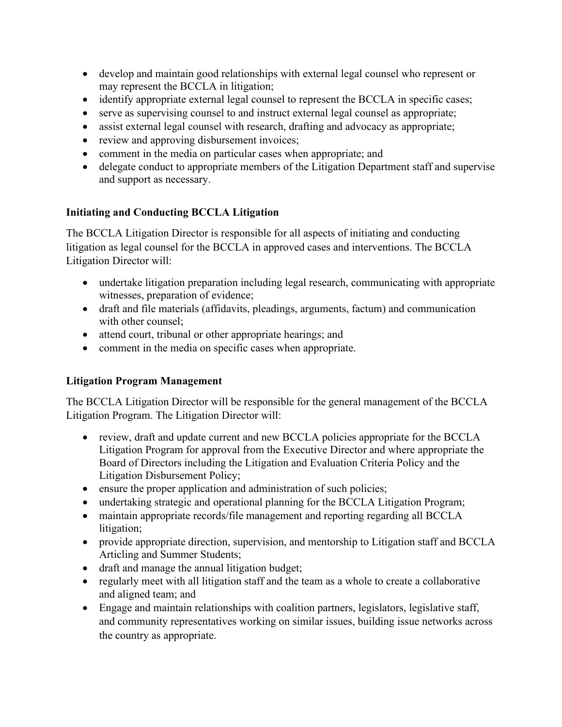- develop and maintain good relationships with external legal counsel who represent or may represent the BCCLA in litigation;
- identify appropriate external legal counsel to represent the BCCLA in specific cases;
- serve as supervising counsel to and instruct external legal counsel as appropriate;
- assist external legal counsel with research, drafting and advocacy as appropriate;
- review and approving disbursement invoices;
- comment in the media on particular cases when appropriate; and
- delegate conduct to appropriate members of the Litigation Department staff and supervise and support as necessary.

**Initiating and Conducting BCCLA Litigation**

The BCCLA Litigation Director is responsible for all aspects of initiating and conducting litigation as legal counsel for the BCCLA in approved cases and interventions. The BCCLA Litigation Director will:

- undertake litigation preparation including legal research, communicating with appropriate witnesses, preparation of evidence;
- draft and file materials (affidavits, pleadings, arguments, factum) and communication with other counsel;
- attend court, tribunal or other appropriate hearings; and
- comment in the media on specific cases when appropriate.

**Litigation Program Management**

The BCCLA Litigation Director will be responsible for the general management of the BCCLA Litigation Program. The Litigation Director will:

- review, draft and update current and new BCCLA policies appropriate for the BCCLA Litigation Program for approval from the Executive Director and where appropriate the Board of Directors including the Litigation and Evaluation Criteria Policy and the Litigation Disbursement Policy;
- ensure the proper application and administration of such policies;
- undertaking strategic and operational planning for the BCCLA Litigation Program;
- maintain appropriate records/file management and reporting regarding all BCCLA litigation;
- provide appropriate direction, supervision, and mentorship to Litigation staff and BCCLA Articling and Summer Students;
- draft and manage the annual litigation budget;
- regularly meet with all litigation staff and the team as a whole to create a collaborative and aligned team; and
- Engage and maintain relationships with coalition partners, legislators, legislative staff, and community representatives working on similar issues, building issue networks across the country as appropriate.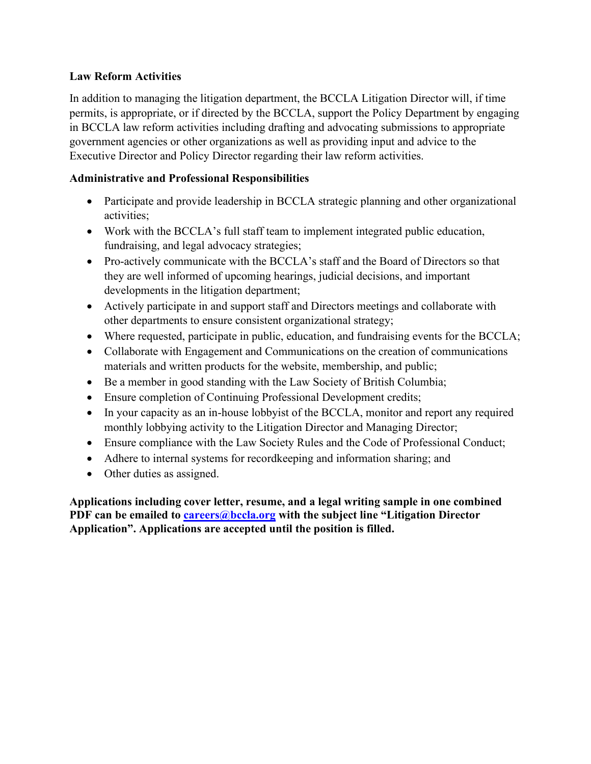**Law Reform Activities**

In addition to managing the litigation department, the BCCLA Litigation Director will, if time permits, is appropriate, or if directed by the BCCLA, support the Policy Department by engaging in BCCLA law reform activities including drafting and advocating submissions to appropriate government agencies or other organizations as well as providing input and advice to the Executive Director and Policy Director regarding their law reform activities.

**Administrative and Professional Responsibilities**

- Participate and provide leadership in BCCLA strategic planning and other organizational activities;
- Work with the BCCLA's full staff team to implement integrated public education, fundraising, and legal advocacy strategies;
- Pro-actively communicate with the BCCLA's staff and the Board of Directors so that they are well informed of upcoming hearings, judicial decisions, and important developments in the litigation department;
- Actively participate in and support staff and Directors meetings and collaborate with other departments to ensure consistent organizational strategy;
- Where requested, participate in public, education, and fundraising events for the BCCLA;
- Collaborate with Engagement and Communications on the creation of communications materials and written products for the website, membership, and public;
- Be a member in good standing with the Law Society of British Columbia;
- Ensure completion of Continuing Professional Development credits;
- In your capacity as an in-house lobbyist of the BCCLA, monitor and report any required monthly lobbying activity to the Litigation Director and Managing Director;
- Ensure compliance with the Law Society Rules and the Code of Professional Conduct;
- Adhere to internal systems for recordkeeping and information sharing; and
- Other duties as assigned.

**Applications including cover letter, resume, and a legal writing sample in one combined PDF can be emailed to [careers@bccla.org](mailto:careers@bccla.org) with the subject line "Litigation Director Application". Applications are accepted until the position is filled.**